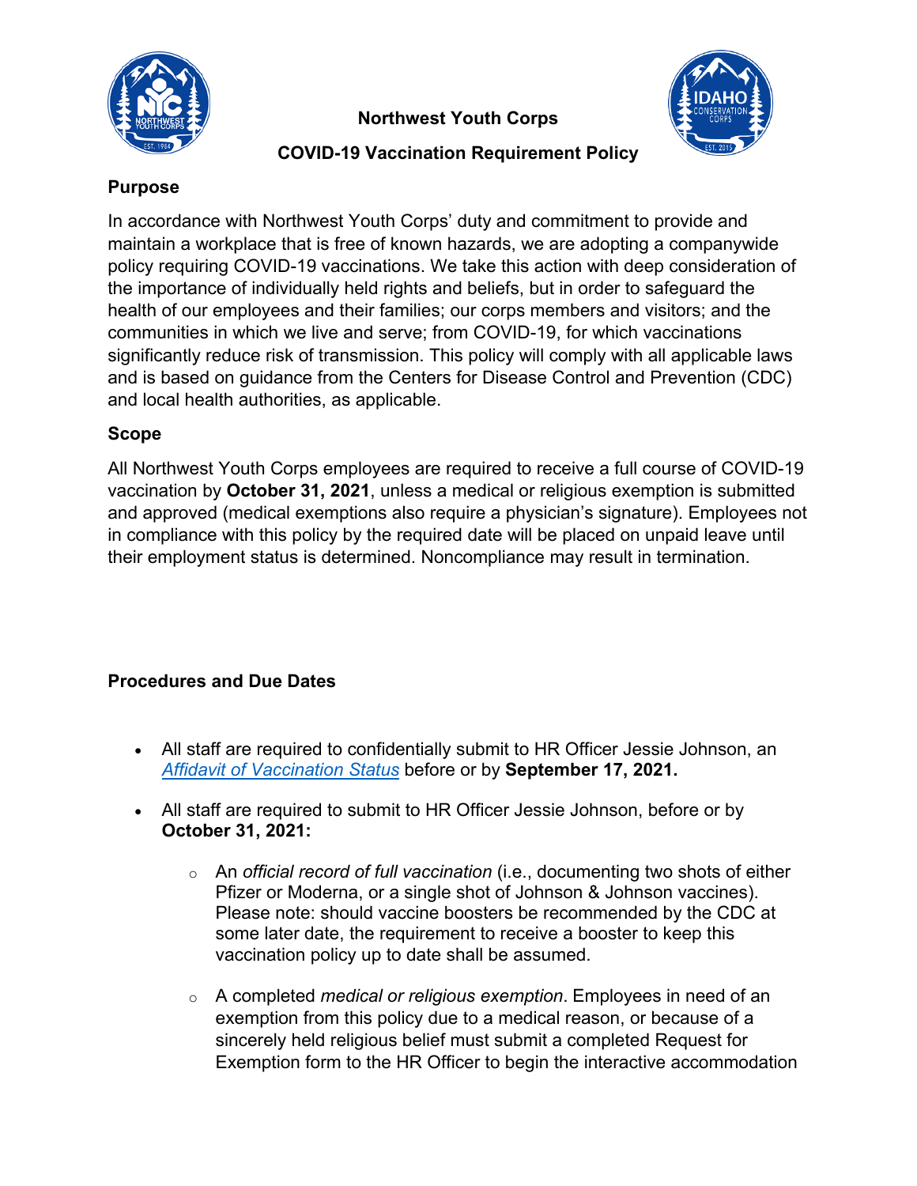**Northwest Youth Corps**

**COVID-19 Vaccination Requirement Policy**

## Purpose

In accordance with Northwest Youth Corps' duty and commitment to provide and maintain a workplace that is free of known hazards, we are adopting a companywide policy requiring COVID-19 vaccinations. We take this action with deep consideration of the importance of individually held rights and beliefs, but in order to safeguard the health of our employees and their families; our corps members and visitors; and the communities in which we live and serve; from COVID-19, for which vaccinations significantly reduce risk of transmission. This policy will comply with all applicable laws and is based on guidance from the Centers for Disease Control and Prevention (CDC) and local health authorities, as applicable.

## Scope

All Northwest Youth Corps employees are required to receive a full course of COVID-19 vaccination by **October 31, 2021**, unless a medical or religious exemption is submitted and approved (medical exemptions also require a physician's signature). Employees not in compliance with this policy by the required date will be placed on unpaid leave until their employment status is determined. Noncompliance may result in termination.

## Procedures and Due Dates

- All staff are required to confidentially submit to HR Officer Jessie Johnson, an *Affidavit of Vaccination Status* before or by **September 17, 2021.**
- All staff are required to submit to HR Officer Jessie Johnson, before or by **October 31, 2021:**
  - An *official record of full vaccination* (i.e., documenting two shots of either Pfizer or Moderna, or a single shot of Johnson & Johnson vaccines). Please note: should vaccine boosters be recommended by the CDC at some later date, the requirement to receive a booster to keep this vaccination policy up to date shall be assumed.
  - A completed *medical or religious exemption*. Employees in need of an exemption from this policy due to a medical reason, or because of a sincerely held religious belief must submit a completed Request for Exemption form to the HR Officer to begin the interactive accommodation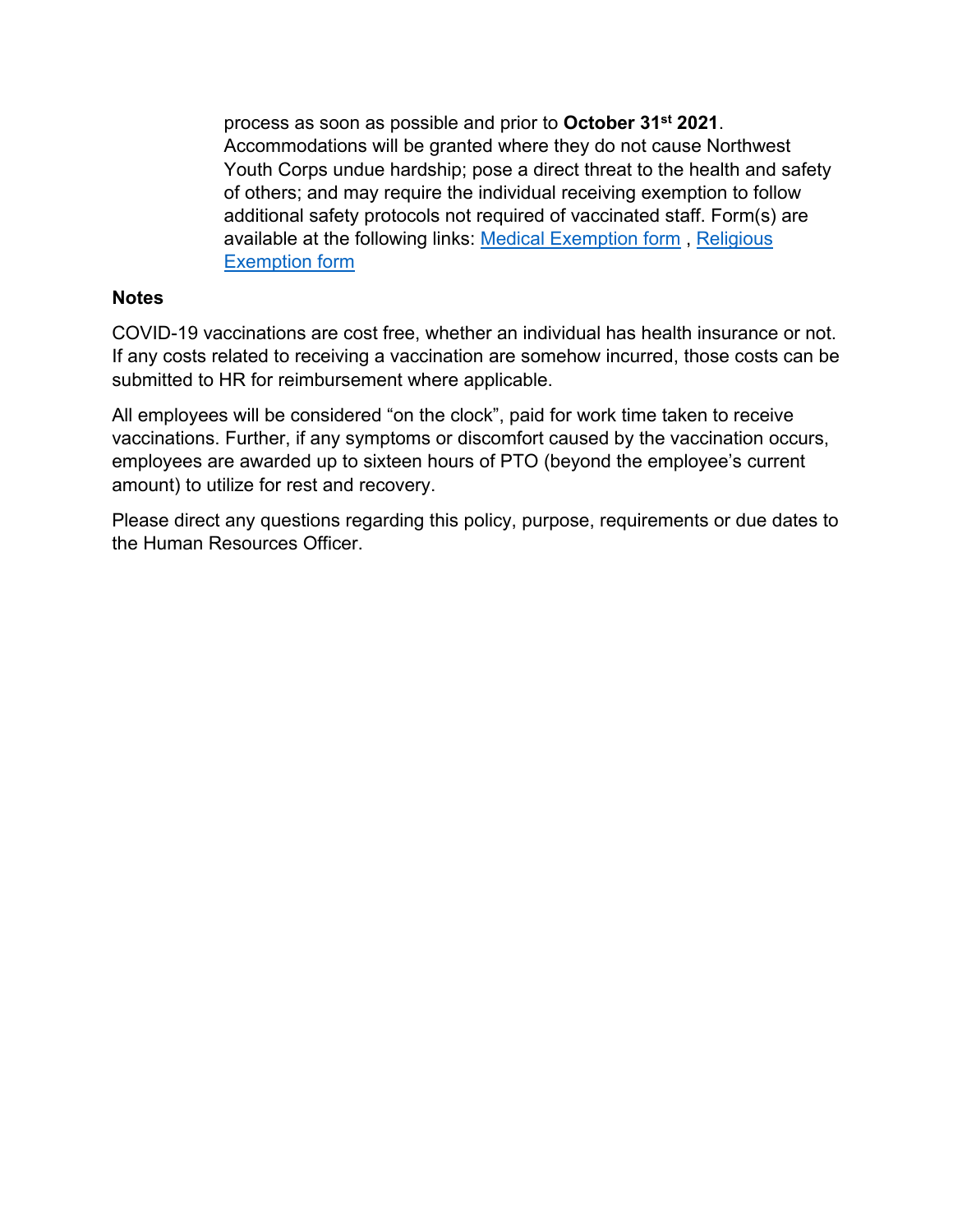process as soon as possible and prior to **October 31st 2021**. Accommodations will be granted where they do not cause Northwest Youth Corps undue hardship; pose a direct threat to the health and safety of others; and may require the individual receiving exemption to follow additional safety protocols not required of vaccinated staff. Form(s) are available at the following links: Medical Exemption form , Religious Exemption form

**Notes**

COVID-19 vaccinations are cost free, whether an individual has health insurance or not. If any costs related to receiving a vaccination are somehow incurred, those costs can be submitted to HR for reimbursement where applicable.

All employees will be considered "on the clock", paid for work time taken to receive vaccinations. Further, if any symptoms or discomfort caused by the vaccination occurs, employees are awarded up to sixteen hours of PTO (beyond the employee's current amount) to utilize for rest and recovery.

Please direct any questions regarding this policy, purpose, requirements or due dates to the Human Resources Officer.